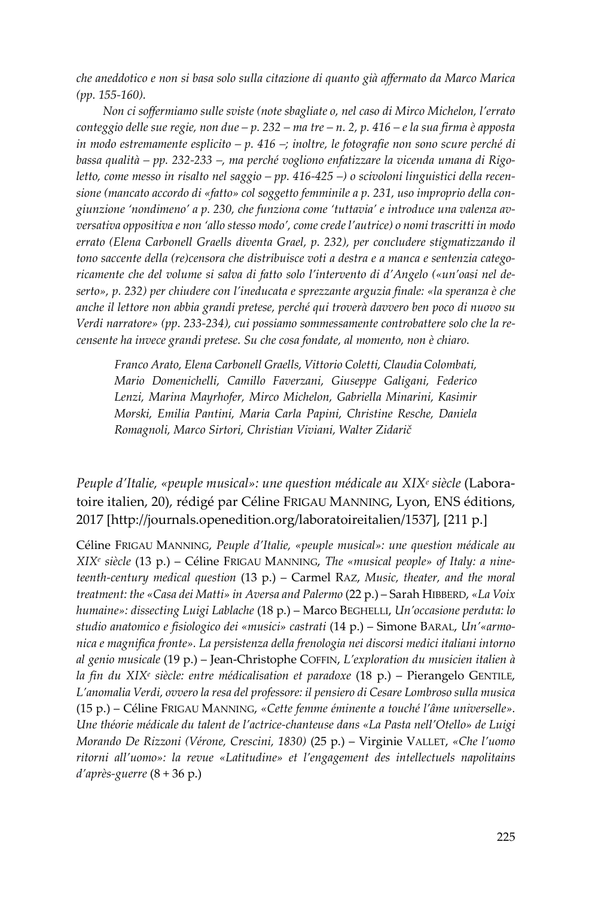*che aneddotico e non si basa solo sulla citazione di quanto già affermato da Marco Marica (pp. 155-160).*

*Non ci soffermiamo sulle sviste (note sbagliate o, nel caso di Mirco Michelon, l'errato conteggio delle sue regie, non due – p. 232 – ma tre – n. 2, p. 416 – e la sua firma è apposta in modo estremamente esplicito – p. 416 –; inoltre, le fotografie non sono scure perché di bassa qualità – pp. 232-233 –, ma perché vogliono enfatizzare la vicenda umana di Rigoletto, come messo in risalto nel saggio – pp. 416-425 –) o scivoloni linguistici della recensione (mancato accordo di «fatto» col soggetto femminile a p. 231, uso improprio della congiunzione 'nondimeno' a p. 230, che funziona come 'tuttavia' e introduce una valenza avversativa oppositiva e non 'allo stesso modo', come crede l'autrice) o nomi trascritti in modo errato (Elena Carbonell Graells diventa Grael, p. 232), per concludere stigmatizzando il tono saccente della (re)censora che distribuisce voti a destra e a manca e sentenzia categoricamente che del volume si salva di fatto solo l'intervento di d'Angelo («un'oasi nel deserto», p. 232) per chiudere con l'ineducata e sprezzante arguzia finale: «la speranza è che anche il lettore non abbia grandi pretese, perché qui troverà davvero ben poco di nuovo su Verdi narratore» (pp. 233-234), cui possiamo sommessamente controbattere solo che la recensente ha invece grandi pretese. Su che cosa fondate, al momento, non è chiaro.*

> *Franco Arato, Elena Carbonell Graells, Vittorio Coletti, Claudia Colombati, Mario Domenichelli, Camillo Faverzani, Giuseppe Galigani, Federico Lenzi, Marina Mayrhofer, Mirco Michelon, Gabriella Minarini, Kasimir Morski, Emilia Pantini, Maria Carla Papini, Christine Resche, Daniela Romagnoli, Marco Sirtori, Christian Viviani, Walter Zidarič*

*Peuple d'Italie, «peuple musical»: une question médicale au XIXe siècle* (Laboratoire italien, 20), rédigé par Céline FRIGAU MANNING, Lyon, ENS éditions, 2017 [http://journals.openedition.org/laboratoireitalien/1537], [211 p.]

Céline FRIGAU MANNING, *Peuple d'Italie, «peuple musical»: une question médicale au XIXe siècle* (13 p.) – Céline FRIGAU MANNING, *The «musical people» of Italy: a nineteenth-century medical question* (13 p.) – Carmel RAZ, *Music, theater, and the moral treatment: the «Casa dei Matti» in Aversa and Palermo* (22 p.) – Sarah HIBBERD, *«La Voix humaine»: dissecting Luigi Lablache* (18 p.) – Marco BEGHELLI, *Un'occasione perduta: lo studio anatomico e fisiologico dei «musici» castrati* (14 p.) – Simone BARAL, *Un'«armonica e magnifica fronte». La persistenza della frenologia nei discorsi medici italiani intorno al genio musicale* (19 p.) – Jean-Christophe COFFIN, *L'exploration du musicien italien à la fin du XIXe siècle: entre médicalisation et paradoxe* (18 p.) – Pierangelo GENTILE, *L'anomalia Verdi, ovvero la resa del professore: il pensiero di Cesare Lombroso sulla musica* (15 p.) – Céline FRIGAU MANNING, *«Cette femme éminente a touché l'âme universelle». Une théorie médicale du talent de l'actrice-chanteuse dans «La Pasta nell'Otello» de Luigi Morando De Rizzoni (Vérone, Crescini, 1830)* (25 p.) – Virginie VALLET, *«Che l'uomo ritorni all'uomo»: la revue «Latitudine» et l'engagement des intellectuels napolitains d'après-guerre* (8 + 36 p.)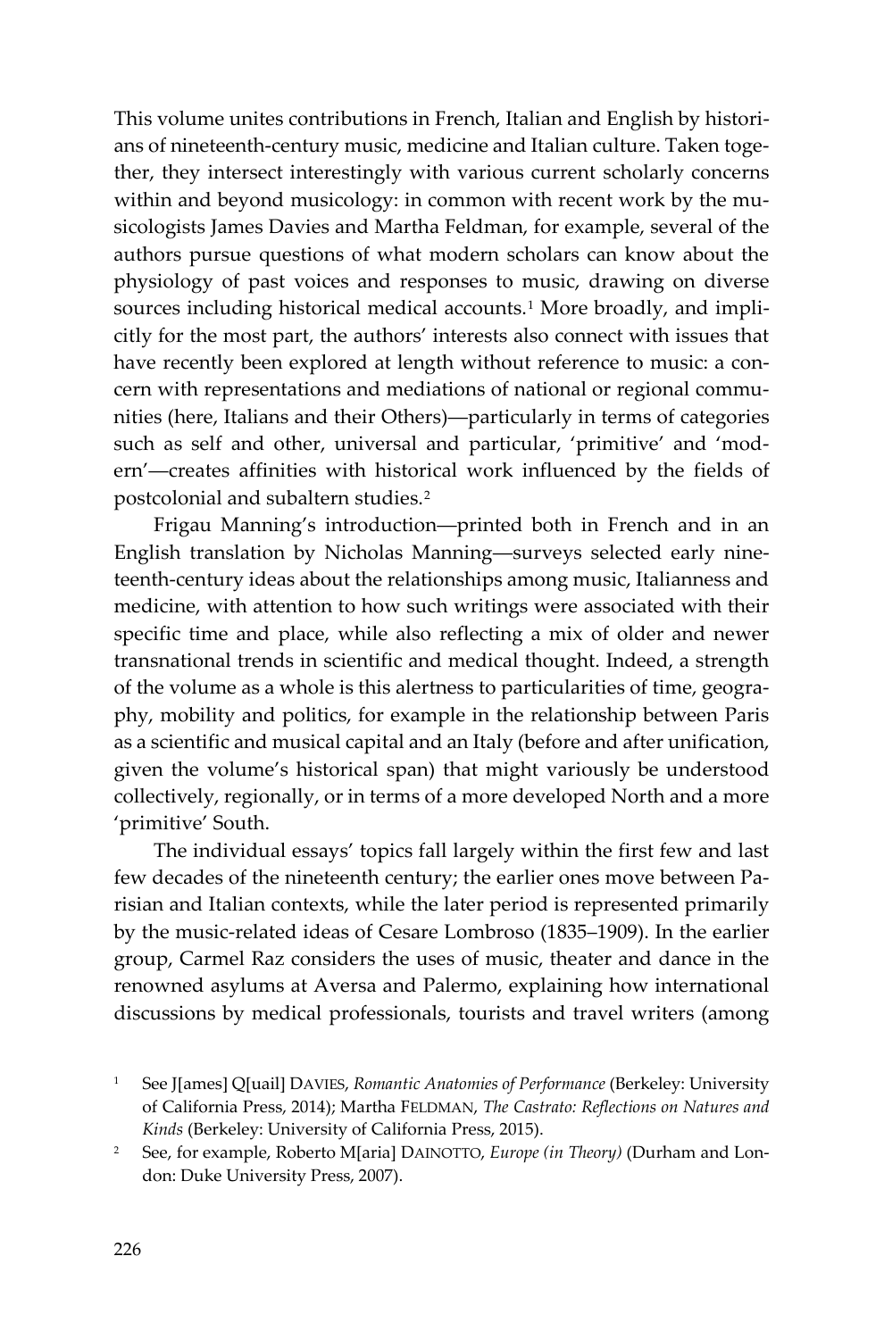This volume unites contributions in French, Italian and English by historians of nineteenth-century music, medicine and Italian culture. Taken together, they intersect interestingly with various current scholarly concerns within and beyond musicology: in common with recent work by the musicologists James Davies and Martha Feldman, for example, several of the authors pursue questions of what modern scholars can know about the physiology of past voices and responses to music, drawing on diverse sources including historical medical accounts.[1] More broadly, and implicitly for the most part, the authors' interests also connect with issues that have recently been explored at length without reference to music: a concern with representations and mediations of national or regional communities (here, Italians and their Others)—particularly in terms of categories such as self and other, universal and particular, 'primitive' and 'modern'—creates affinities with historical work influenced by the fields of postcolonial and subaltern studies.[2]

Frigau Manning's introduction—printed both in French and in an English translation by Nicholas Manning—surveys selected early nineteenth-century ideas about the relationships among music, Italianness and medicine, with attention to how such writings were associated with their specific time and place, while also reflecting a mix of older and newer transnational trends in scientific and medical thought. Indeed, a strength of the volume as a whole is this alertness to particularities of time, geography, mobility and politics, for example in the relationship between Paris as a scientific and musical capital and an Italy (before and after unification, given the volume's historical span) that might variously be understood collectively, regionally, or in terms of a more developed North and a more 'primitive' South.

The individual essays' topics fall largely within the first few and last few decades of the nineteenth century; the earlier ones move between Parisian and Italian contexts, while the later period is represented primarily by the music-related ideas of Cesare Lombroso (1835–1909). In the earlier group, Carmel Raz considers the uses of music, theater and dance in the renowned asylums at Aversa and Palermo, explaining how international discussions by medical professionals, tourists and travel writers (among

---

1 See J[ames] Q[uail] DAVIES, *Romantic Anatomies of Performance* (Berkeley: University of California Press, 2014); Martha FELDMAN, *The Castrato: Reflections on Natures and Kinds* (Berkeley: University of California Press, 2015).

2 See, for example, Roberto M[aria] DAINOTTO, *Europe (in Theory)* (Durham and London: Duke University Press, 2007).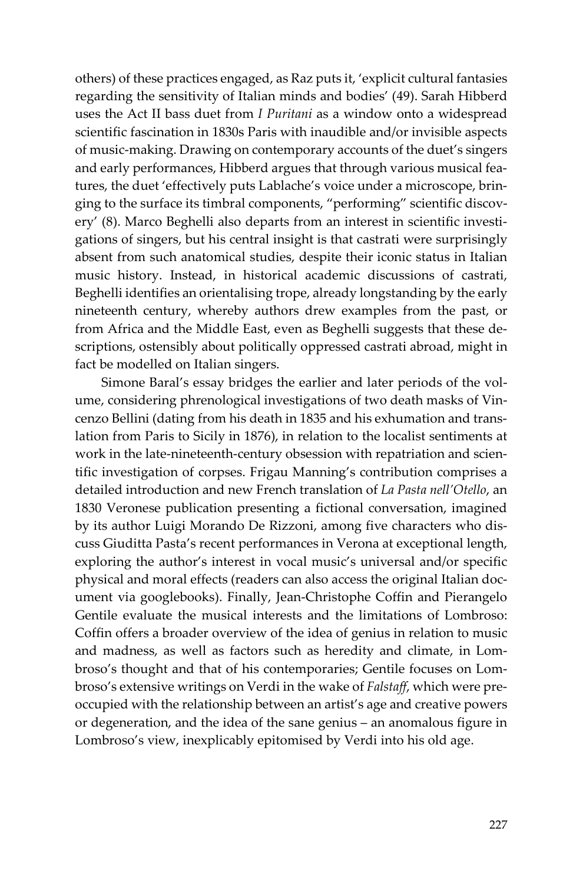others) of these practices engaged, as Raz puts it, 'explicit cultural fantasies regarding the sensitivity of Italian minds and bodies' (49). Sarah Hibberd uses the Act II bass duet from *I Puritani* as a window onto a widespread scientific fascination in 1830s Paris with inaudible and/or invisible aspects of music-making. Drawing on contemporary accounts of the duet's singers and early performances, Hibberd argues that through various musical features, the duet 'effectively puts Lablache's voice under a microscope, bringing to the surface its timbral components, "performing" scientific discovery' (8). Marco Beghelli also departs from an interest in scientific investigations of singers, but his central insight is that castrati were surprisingly absent from such anatomical studies, despite their iconic status in Italian music history. Instead, in historical academic discussions of castrati, Beghelli identifies an orientalising trope, already longstanding by the early nineteenth century, whereby authors drew examples from the past, or from Africa and the Middle East, even as Beghelli suggests that these descriptions, ostensibly about politically oppressed castrati abroad, might in fact be modelled on Italian singers.

Simone Baral's essay bridges the earlier and later periods of the volume, considering phrenological investigations of two death masks of Vincenzo Bellini (dating from his death in 1835 and his exhumation and translation from Paris to Sicily in 1876), in relation to the localist sentiments at work in the late-nineteenth-century obsession with repatriation and scientific investigation of corpses. Frigau Manning's contribution comprises a detailed introduction and new French translation of *La Pasta nell'Otello*, an 1830 Veronese publication presenting a fictional conversation, imagined by its author Luigi Morando De Rizzoni, among five characters who discuss Giuditta Pasta's recent performances in Verona at exceptional length, exploring the author's interest in vocal music's universal and/or specific physical and moral effects (readers can also access the original Italian document via googlebooks). Finally, Jean-Christophe Coffin and Pierangelo Gentile evaluate the musical interests and the limitations of Lombroso: Coffin offers a broader overview of the idea of genius in relation to music and madness, as well as factors such as heredity and climate, in Lombroso's thought and that of his contemporaries; Gentile focuses on Lombroso's extensive writings on Verdi in the wake of *Falstaff*, which were preoccupied with the relationship between an artist's age and creative powers or degeneration, and the idea of the sane genius – an anomalous figure in Lombroso's view, inexplicably epitomised by Verdi into his old age.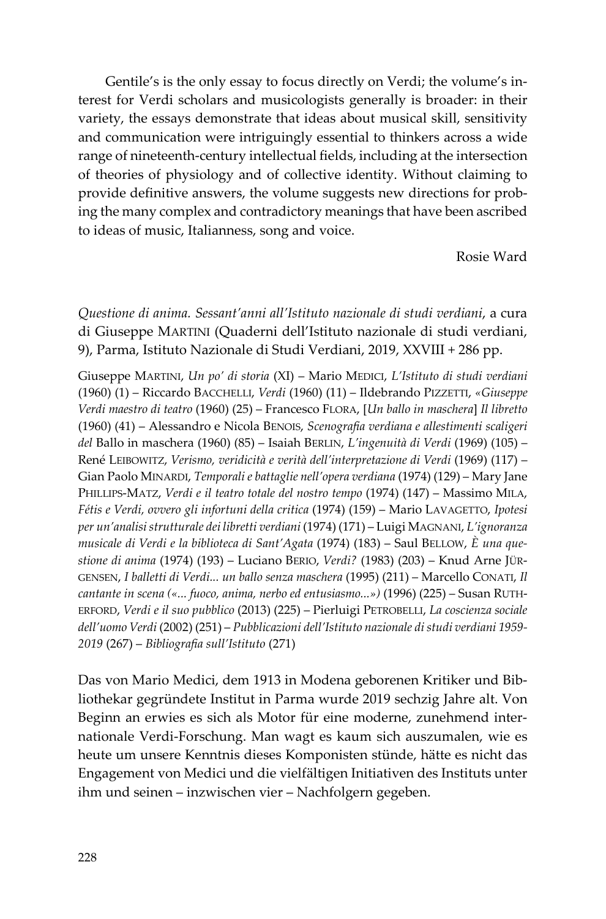Gentile's is the only essay to focus directly on Verdi; the volume's interest for Verdi scholars and musicologists generally is broader: in their variety, the essays demonstrate that ideas about musical skill, sensitivity and communication were intriguingly essential to thinkers across a wide range of nineteenth-century intellectual fields, including at the intersection of theories of physiology and of collective identity. Without claiming to provide definitive answers, the volume suggests new directions for probing the many complex and contradictory meanings that have been ascribed to ideas of music, Italianness, song and voice.

Rosie Ward

*Questione di anima. Sessant'anni all'Istituto nazionale di studi verdiani*, a cura di Giuseppe MARTINI (Quaderni dell'Istituto nazionale di studi verdiani, 9), Parma, Istituto Nazionale di Studi Verdiani, 2019, XXVIII + 286 pp.

Giuseppe MARTINI, *Un po' di storia* (XI) – Mario MEDICI, *L'Istituto di studi verdiani* (1960) (1) – Riccardo BACCHELLI, *Verdi* (1960) (11) – Ildebrando PIZZETTI, *«Giuseppe Verdi maestro di teatro* (1960) (25) – Francesco FLORA, [*Un ballo in maschera*] *Il libretto* (1960) (41) – Alessandro e Nicola BENOIS, *Scenografia verdiana e allestimenti scaligeri del* Ballo in maschera (1960) (85) – Isaiah BERLIN, *L'ingenuità di Verdi* (1969) (105) – René LEIBOWITZ, *Verismo, veridicità e verità dell'interpretazione di Verdi* (1969) (117) – Gian Paolo MINARDI, *Temporali e battaglie nell'opera verdiana* (1974) (129) – Mary Jane PHILLIPS-MATZ, *Verdi e il teatro totale del nostro tempo* (1974) (147) – Massimo MILA, *Fétis e Verdi, ovvero gli infortuni della critica* (1974) (159) – Mario LAVAGETTO, *Ipotesi per un'analisi strutturale dei libretti verdiani* (1974) (171) – Luigi MAGNANI, *L'ignoranza musicale di Verdi e la biblioteca di Sant'Agata* (1974) (183) – Saul BELLOW, *È una questione di anima* (1974) (193) – Luciano BERIO, *Verdi?* (1983) (203) – Knud Arne JÜRGENSEN, *I balletti di Verdi... un ballo senza maschera* (1995) (211) – Marcello CONATI, *Il cantante in scena («... fuoco, anima, nerbo ed entusiasmo...»)* (1996) (225) – Susan RUTHERFORD, *Verdi e il suo pubblico* (2013) (225) – Pierluigi PETROBELLI, *La coscienza sociale dell'uomo Verdi* (2002) (251) – *Pubblicazioni dell'Istituto nazionale di studi verdiani 1959-2019* (267) – *Bibliografia sull'Istituto* (271)

Das von Mario Medici, dem 1913 in Modena geborenen Kritiker und Bibliothekar gegründete Institut in Parma wurde 2019 sechzig Jahre alt. Von Beginn an erwies es sich als Motor für eine moderne, zunehmend internationale Verdi-Forschung. Man wagt es kaum sich auszumalen, wie es heute um unsere Kenntnis dieses Komponisten stünde, hätte es nicht das Engagement von Medici und die vielfältigen Initiativen des Instituts unter ihm und seinen – inzwischen vier – Nachfolgern gegeben.